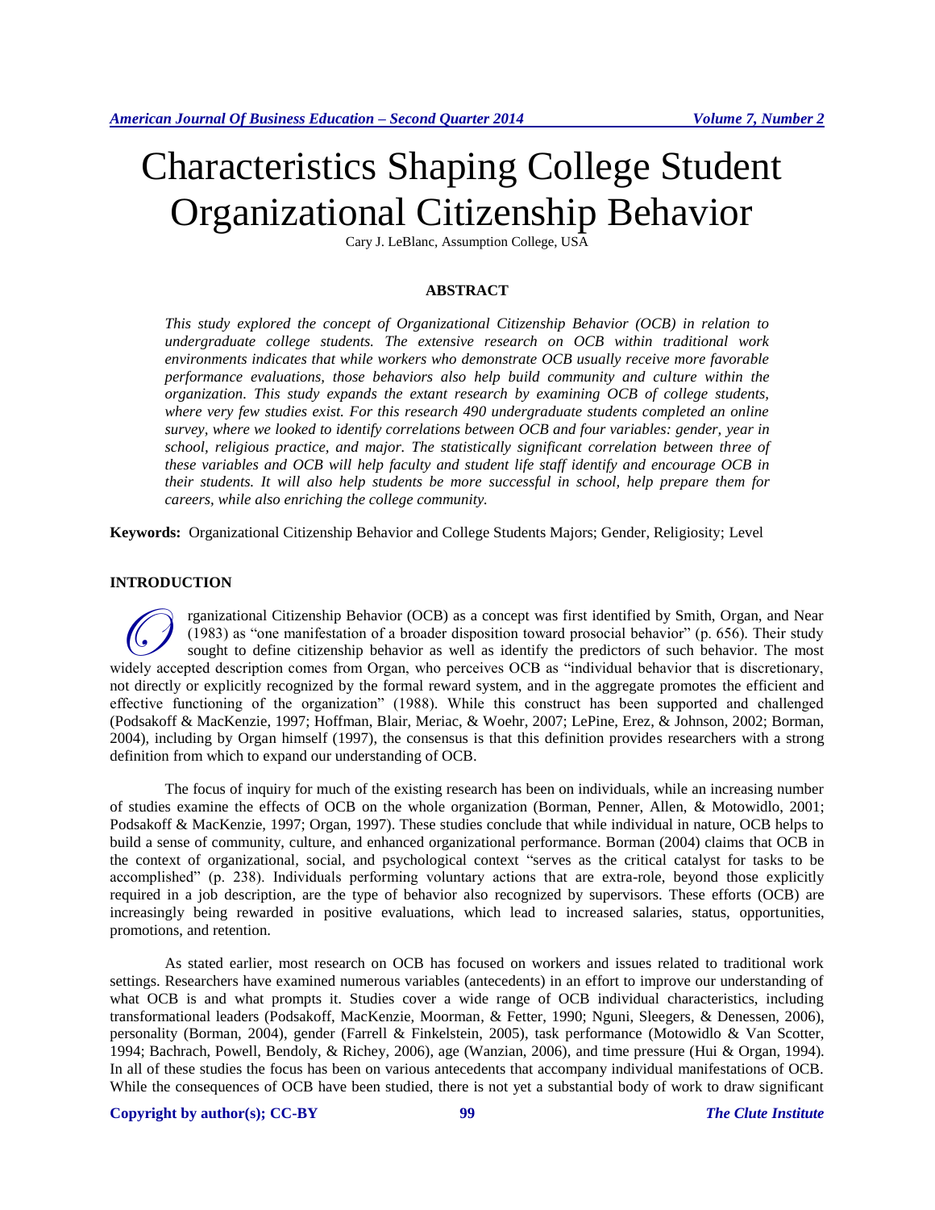# Characteristics Shaping College Student Organizational Citizenship Behavior

Cary J. LeBlanc, Assumption College, USA

## ABSTRACT

*This study explored the concept of Organizational Citizenship Behavior (OCB) in relation to undergraduate college students. The extensive research on OCB within traditional work environments indicates that while workers who demonstrate OCB usually receive more favorable performance evaluations, those behaviors also help build community and culture within the organization. This study expands the extant research by examining OCB of college students, where very few studies exist. For this research 490 undergraduate students completed an online survey, where we looked to identify correlations between OCB and four variables: gender, year in school, religious practice, and major. The statistically significant correlation between three of these variables and OCB will help faculty and student life staff identify and encourage OCB in their students. It will also help students be more successful in school, help prepare them for careers, while also enriching the college community.*

**Keywords:** Organizational Citizenship Behavior and College Students Majors; Gender, Religiosity; Level

## INTRODUCTION

Organizational Citizenship Behavior (OCB) as a concept was first identified by Smith, Organ, and Near (1983) as "one manifestation of a broader disposition toward prosocial behavior" (p. 656). Their study sought to define citizenship behavior as well as identify the predictors of such behavior. The most widely accepted description comes from Organ, who perceives OCB as "individual behavior that is discretionary, not directly or explicitly recognized by the formal reward system, and in the aggregate promotes the efficient and effective functioning of the organization" (1988). While this construct has been supported and challenged (Podsakoff & MacKenzie, 1997; Hoffman, Blair, Meriac, & Woehr, 2007; LePine, Erez, & Johnson, 2002; Borman, 2004), including by Organ himself (1997), the consensus is that this definition provides researchers with a strong definition from which to expand our understanding of OCB.

The focus of inquiry for much of the existing research has been on individuals, while an increasing number of studies examine the effects of OCB on the whole organization (Borman, Penner, Allen, & Motowidlo, 2001; Podsakoff & MacKenzie, 1997; Organ, 1997). These studies conclude that while individual in nature, OCB helps to build a sense of community, culture, and enhanced organizational performance. Borman (2004) claims that OCB in the context of organizational, social, and psychological context "serves as the critical catalyst for tasks to be accomplished" (p. 238). Individuals performing voluntary actions that are extra-role, beyond those explicitly required in a job description, are the type of behavior also recognized by supervisors. These efforts (OCB) are increasingly being rewarded in positive evaluations, which lead to increased salaries, status, opportunities, promotions, and retention.

As stated earlier, most research on OCB has focused on workers and issues related to traditional work settings. Researchers have examined numerous variables (antecedents) in an effort to improve our understanding of what OCB is and what prompts it. Studies cover a wide range of OCB individual characteristics, including transformational leaders (Podsakoff, MacKenzie, Moorman, & Fetter, 1990; Nguni, Sleegers, & Denessen, 2006), personality (Borman, 2004), gender (Farrell & Finkelstein, 2005), task performance (Motowidlo & Van Scotter, 1994; Bachrach, Powell, Bendoly, & Richey, 2006), age (Wanzian, 2006), and time pressure (Hui & Organ, 1994). In all of these studies the focus has been on various antecedents that accompany individual manifestations of OCB. While the consequences of OCB have been studied, there is not yet a substantial body of work to draw significant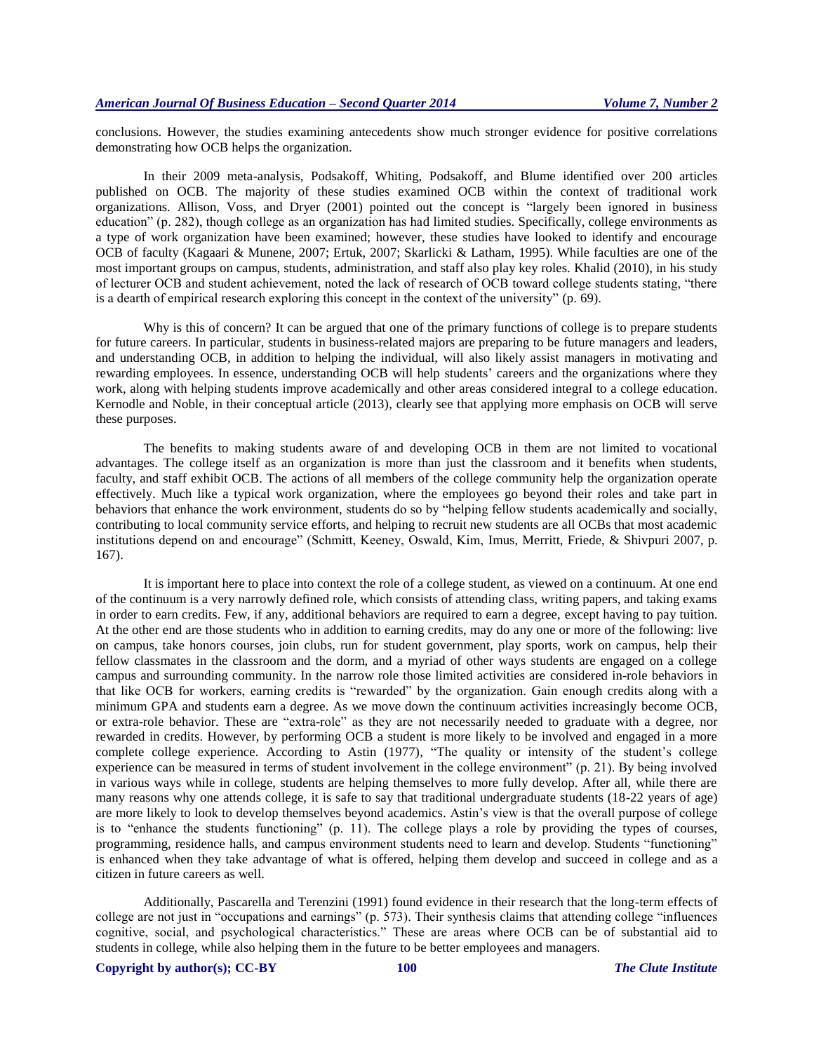conclusions. However, the studies examining antecedents show much stronger evidence for positive correlations demonstrating how OCB helps the organization.

In their 2009 meta-analysis, Podsakoff, Whiting, Podsakoff, and Blume identified over 200 articles published on OCB. The majority of these studies examined OCB within the context of traditional work organizations. Allison, Voss, and Dryer (2001) pointed out the concept is "largely been ignored in business education" (p. 282), though college as an organization has had limited studies. Specifically, college environments as a type of work organization have been examined; however, these studies have looked to identify and encourage OCB of faculty (Kagaari & Munene, 2007; Ertuk, 2007; Skarlicki & Latham, 1995). While faculties are one of the most important groups on campus, students, administration, and staff also play key roles. Khalid (2010), in his study of lecturer OCB and student achievement, noted the lack of research of OCB toward college students stating, "there is a dearth of empirical research exploring this concept in the context of the university" (p. 69).

Why is this of concern? It can be argued that one of the primary functions of college is to prepare students for future careers. In particular, students in business-related majors are preparing to be future managers and leaders, and understanding OCB, in addition to helping the individual, will also likely assist managers in motivating and rewarding employees. In essence, understanding OCB will help students' careers and the organizations where they work, along with helping students improve academically and other areas considered integral to a college education. Kernodle and Noble, in their conceptual article (2013), clearly see that applying more emphasis on OCB will serve these purposes.

The benefits to making students aware of and developing OCB in them are not limited to vocational advantages. The college itself as an organization is more than just the classroom and it benefits when students, faculty, and staff exhibit OCB. The actions of all members of the college community help the organization operate effectively. Much like a typical work organization, where the employees go beyond their roles and take part in behaviors that enhance the work environment, students do so by "helping fellow students academically and socially, contributing to local community service efforts, and helping to recruit new students are all OCBs that most academic institutions depend on and encourage" (Schmitt, Keeney, Oswald, Kim, Imus, Merritt, Friede, & Shivpuri 2007, p. 167).

It is important here to place into context the role of a college student, as viewed on a continuum. At one end of the continuum is a very narrowly defined role, which consists of attending class, writing papers, and taking exams in order to earn credits. Few, if any, additional behaviors are required to earn a degree, except having to pay tuition. At the other end are those students who in addition to earning credits, may do any one or more of the following: live on campus, take honors courses, join clubs, run for student government, play sports, work on campus, help their fellow classmates in the classroom and the dorm, and a myriad of other ways students are engaged on a college campus and surrounding community. In the narrow role those limited activities are considered in-role behaviors in that like OCB for workers, earning credits is "rewarded" by the organization. Gain enough credits along with a minimum GPA and students earn a degree. As we move down the continuum activities increasingly become OCB, or extra-role behavior. These are "extra-role" as they are not necessarily needed to graduate with a degree, nor rewarded in credits. However, by performing OCB a student is more likely to be involved and engaged in a more complete college experience. According to Astin (1977), "The quality or intensity of the student's college experience can be measured in terms of student involvement in the college environment" (p. 21). By being involved in various ways while in college, students are helping themselves to more fully develop. After all, while there are many reasons why one attends college, it is safe to say that traditional undergraduate students (18-22 years of age) are more likely to look to develop themselves beyond academics. Astin's view is that the overall purpose of college is to "enhance the students functioning" (p. 11). The college plays a role by providing the types of courses, programming, residence halls, and campus environment students need to learn and develop. Students "functioning" is enhanced when they take advantage of what is offered, helping them develop and succeed in college and as a citizen in future careers as well.

Additionally, Pascarella and Terenzini (1991) found evidence in their research that the long-term effects of college are not just in "occupations and earnings" (p. 573). Their synthesis claims that attending college "influences cognitive, social, and psychological characteristics." These are areas where OCB can be of substantial aid to students in college, while also helping them in the future to be better employees and managers.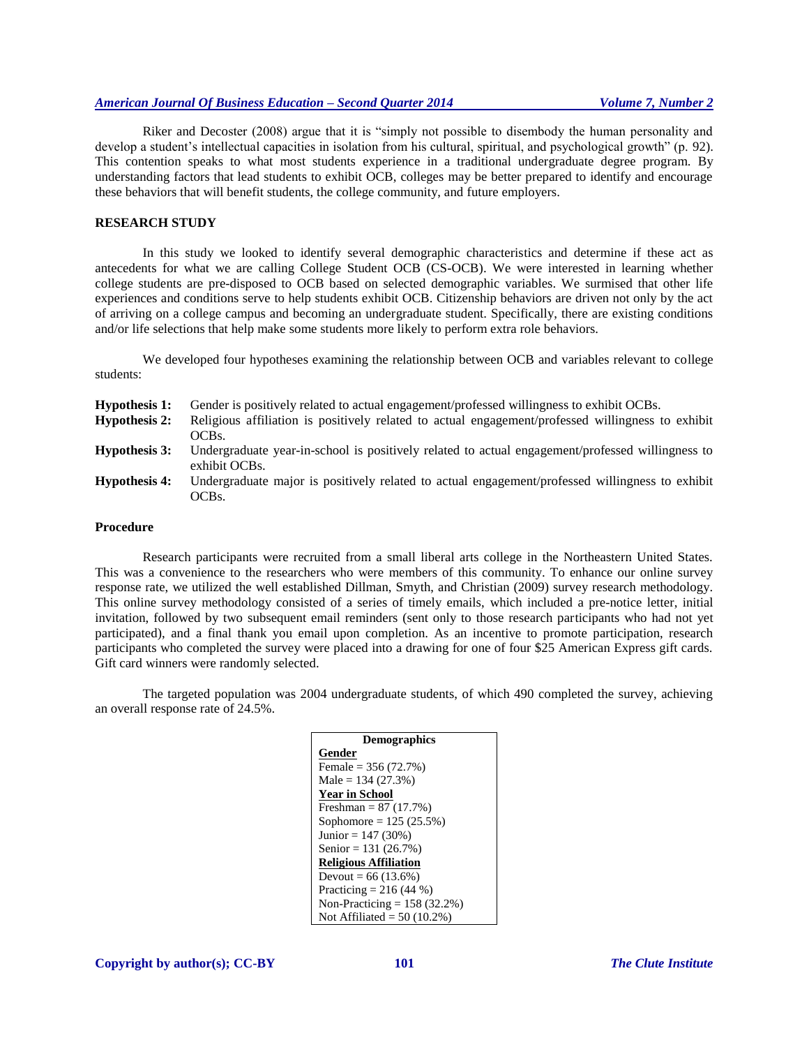Riker and Decoster (2008) argue that it is "simply not possible to disembody the human personality and develop a student's intellectual capacities in isolation from his cultural, spiritual, and psychological growth" (p. 92). This contention speaks to what most students experience in a traditional undergraduate degree program. By understanding factors that lead students to exhibit OCB, colleges may be better prepared to identify and encourage these behaviors that will benefit students, the college community, and future employers.

## RESEARCH STUDY

In this study we looked to identify several demographic characteristics and determine if these act as antecedents for what we are calling College Student OCB (CS-OCB). We were interested in learning whether college students are pre-disposed to OCB based on selected demographic variables. We surmised that other life experiences and conditions serve to help students exhibit OCB. Citizenship behaviors are driven not only by the act of arriving on a college campus and becoming an undergraduate student. Specifically, there are existing conditions and/or life selections that help make some students more likely to perform extra role behaviors.

We developed four hypotheses examining the relationship between OCB and variables relevant to college students:

**Hypothesis 1:** Gender is positively related to actual engagement/professed willingness to exhibit OCBs.

**Hypothesis 2:** Religious affiliation is positively related to actual engagement/professed willingness to exhibit OCBs.

**Hypothesis 3:** Undergraduate year-in-school is positively related to actual engagement/professed willingness to exhibit OCBs.

**Hypothesis 4:** Undergraduate major is positively related to actual engagement/professed willingness to exhibit OCBs.

### Procedure

Research participants were recruited from a small liberal arts college in the Northeastern United States. This was a convenience to the researchers who were members of this community. To enhance our online survey response rate, we utilized the well established Dillman, Smyth, and Christian (2009) survey research methodology. This online survey methodology consisted of a series of timely emails, which included a pre-notice letter, initial invitation, followed by two subsequent email reminders (sent only to those research participants who had not yet participated), and a final thank you email upon completion. As an incentive to promote participation, research participants who completed the survey were placed into a drawing for one of four $25 American Express gift cards. Gift card winners were randomly selected.

The targeted population was 2004 undergraduate students, of which 490 completed the survey, achieving an overall response rate of 24.5%.

| Demographics |
|---|
| **Gender** |
| Female = 356 (72.7%) |
| Male = 134 (27.3%) |
| **Year in School** |
| Freshman = 87 (17.7%) |
| Sophomore = 125 (25.5%) |
| Junior = 147 (30%) |
| Senior = 131 (26.7%) |
| **Religious Affiliation** |
| Devout = 66 (13.6%) |
| Practicing = 216 (44 %) |
| Non-Practicing = 158 (32.2%) |
| Not Affiliated = 50 (10.2%) |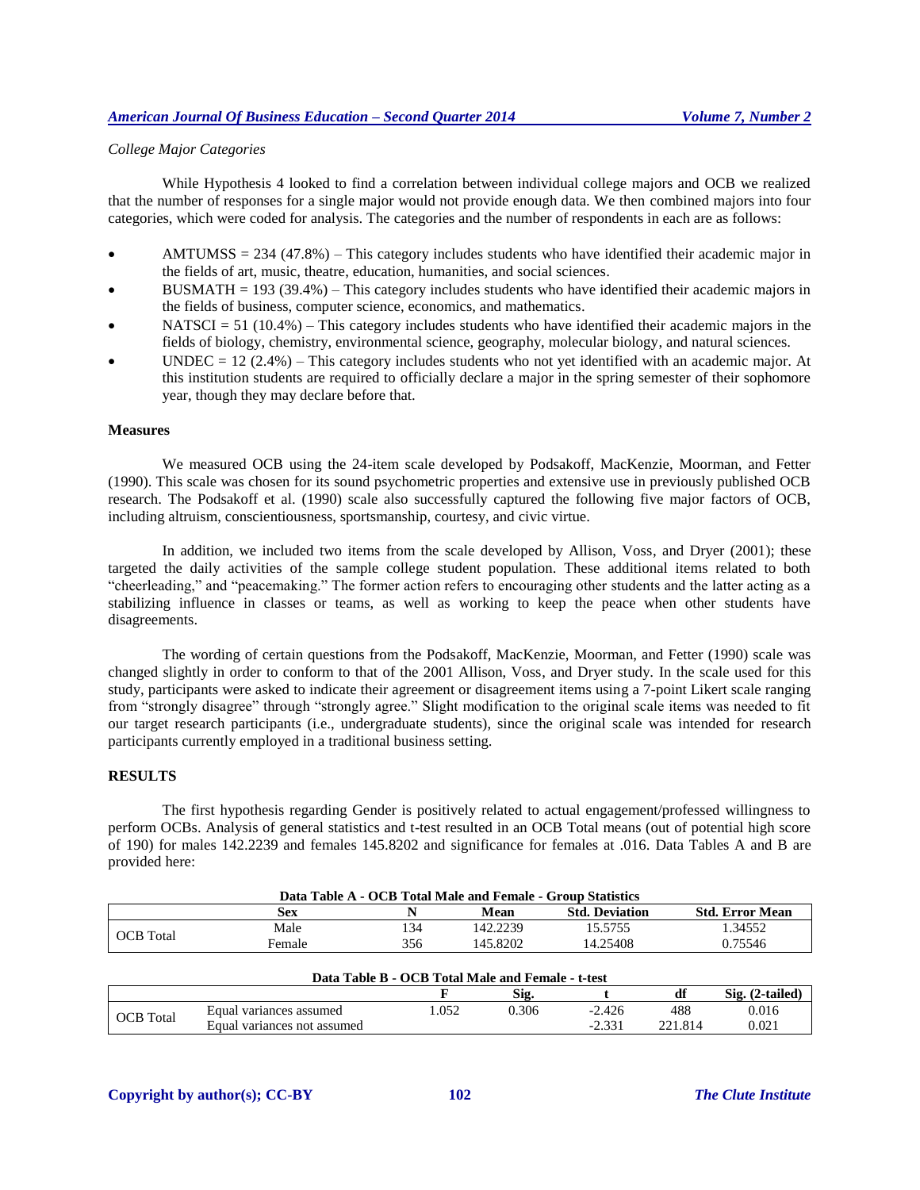*College Major Categories*

While Hypothesis 4 looked to find a correlation between individual college majors and OCB we realized that the number of responses for a single major would not provide enough data. We then combined majors into four categories, which were coded for analysis. The categories and the number of respondents in each are as follows:

- AMTUMSS = 234 (47.8%) – This category includes students who have identified their academic major in the fields of art, music, theatre, education, humanities, and social sciences.
- BUSMATH = 193 (39.4%) – This category includes students who have identified their academic majors in the fields of business, computer science, economics, and mathematics.
- NATSCI = 51 (10.4%) – This category includes students who have identified their academic majors in the fields of biology, chemistry, environmental science, geography, molecular biology, and natural sciences.
- UNDEC = 12 (2.4%) – This category includes students who not yet identified with an academic major. At this institution students are required to officially declare a major in the spring semester of their sophomore year, though they may declare before that.

### Measures

We measured OCB using the 24-item scale developed by Podsakoff, MacKenzie, Moorman, and Fetter (1990). This scale was chosen for its sound psychometric properties and extensive use in previously published OCB research. The Podsakoff et al. (1990) scale also successfully captured the following five major factors of OCB, including altruism, conscientiousness, sportsmanship, courtesy, and civic virtue.

In addition, we included two items from the scale developed by Allison, Voss, and Dryer (2001); these targeted the daily activities of the sample college student population. These additional items related to both "cheerleading," and "peacemaking." The former action refers to encouraging other students and the latter acting as a stabilizing influence in classes or teams, as well as working to keep the peace when other students have disagreements.

The wording of certain questions from the Podsakoff, MacKenzie, Moorman, and Fetter (1990) scale was changed slightly in order to conform to that of the 2001 Allison, Voss, and Dryer study. In the scale used for this study, participants were asked to indicate their agreement or disagreement items using a 7-point Likert scale ranging from "strongly disagree" through "strongly agree." Slight modification to the original scale items was needed to fit our target research participants (i.e., undergraduate students), since the original scale was intended for research participants currently employed in a traditional business setting.

## RESULTS

The first hypothesis regarding Gender is positively related to actual engagement/professed willingness to perform OCBs. Analysis of general statistics and t-test resulted in an OCB Total means (out of potential high score of 190) for males 142.2239 and females 145.8202 and significance for females at .016. Data Tables A and B are provided here:

**Data Table A - OCB Total Male and Female - Group Statistics**

| | Sex | N | Mean | Std. Deviation | Std. Error Mean |
|---|---|---|---|---|---|
| OCB Total | Male | 134 | 142.2239 | 15.5755 | 1.34552 |
| | Female | 356 | 145.8202 | 14.25408 | 0.75546 |

**Data Table B - OCB Total Male and Female - t-test**

| | | F | Sig. | t | df | Sig. (2-tailed) |
|---|---|---|---|---|---|---|
| OCB Total | Equal variances assumed | 1.052 | 0.306 | -2.426 | 488 | 0.016 |
| | Equal variances not assumed | | | -2.331 | 221.814 | 0.021 |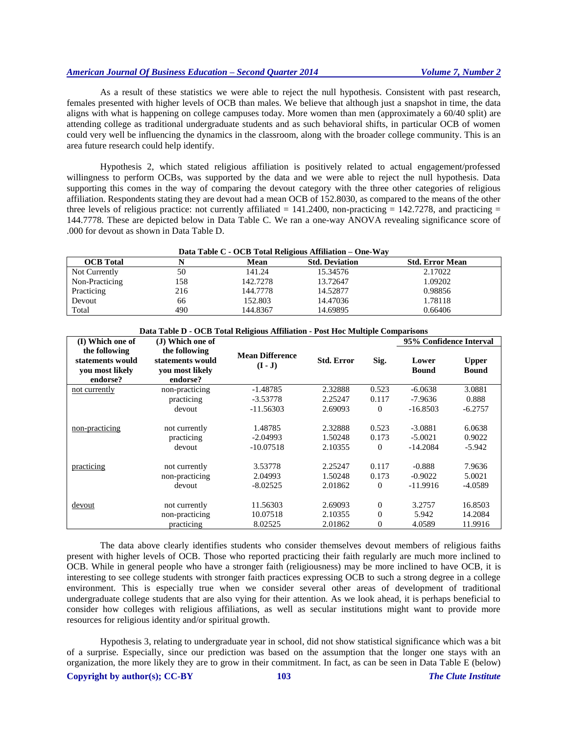As a result of these statistics we were able to reject the null hypothesis. Consistent with past research, females presented with higher levels of OCB than males. We believe that although just a snapshot in time, the data aligns with what is happening on college campuses today. More women than men (approximately a 60/40 split) are attending college as traditional undergraduate students and as such behavioral shifts, in particular OCB of women could very well be influencing the dynamics in the classroom, along with the broader college community. This is an area future research could help identify.

Hypothesis 2, which stated religious affiliation is positively related to actual engagement/professed willingness to perform OCBs, was supported by the data and we were able to reject the null hypothesis. Data supporting this comes in the way of comparing the devout category with the three other categories of religious affiliation. Respondents stating they are devout had a mean OCB of 152.8030, as compared to the means of the other three levels of religious practice: not currently affiliated = 141.2400, non-practicing = 142.7278, and practicing = 144.7778. These are depicted below in Data Table C. We ran a one-way ANOVA revealing significance score of .000 for devout as shown in Data Table D.

**Data Table C - OCB Total Religious Affiliation – One-Way**

| OCB Total | N | Mean | Std. Deviation | Std. Error Mean |
|---|---|---|---|---|
| Not Currently | 50 | 141.24 | 15.34576 | 2.17022 |
| Non-Practicing | 158 | 142.7278 | 13.72647 | 1.09202 |
| Practicing | 216 | 144.7778 | 14.52877 | 0.98856 |
| Devout | 66 | 152.803 | 14.47036 | 1.78118 |
| Total | 490 | 144.8367 | 14.69895 | 0.66406 |

**Data Table D - OCB Total Religious Affiliation - Post Hoc Multiple Comparisons**

| (I) Which one of the following statements would you most likely endorse? | (J) Which one of the following statements would you most likely endorse? | Mean Difference (I - J) | Std. Error | Sig. | 95% Confidence Interval | |
|---|---|---|---|---|---|---|
| | | | | | Lower Bound | Upper Bound |
| not currently | non-practicing | -1.48785 | 2.32888 | 0.523 | -6.0638 | 3.0881 |
| | practicing | -3.53778 | 2.25247 | 0.117 | -7.9636 | 0.888 |
| | devout | -11.56303 | 2.69093 | 0 | -16.8503 | -6.2757 |
| non-practicing | not currently | 1.48785 | 2.32888 | 0.523 | -3.0881 | 6.0638 |
| | practicing | -2.04993 | 1.50248 | 0.173 | -5.0021 | 0.9022 |
| | devout | -10.07518 | 2.10355 | 0 | -14.2084 | -5.942 |
| practicing | not currently | 3.53778 | 2.25247 | 0.117 | -0.888 | 7.9636 |
| | non-practicing | 2.04993 | 1.50248 | 0.173 | -0.9022 | 5.0021 |
| | devout | -8.02525 | 2.01862 | 0 | -11.9916 | -4.0589 |
| devout | not currently | 11.56303 | 2.69093 | 0 | 3.2757 | 16.8503 |
| | non-practicing | 10.07518 | 2.10355 | 0 | 5.942 | 14.2084 |
| | practicing | 8.02525 | 2.01862 | 0 | 4.0589 | 11.9916 |

The data above clearly identifies students who consider themselves devout members of religious faiths present with higher levels of OCB. Those who reported practicing their faith regularly are much more inclined to OCB. While in general people who have a stronger faith (religiousness) may be more inclined to have OCB, it is interesting to see college students with stronger faith practices expressing OCB to such a strong degree in a college environment. This is especially true when we consider several other areas of development of traditional undergraduate college students that are also vying for their attention. As we look ahead, it is perhaps beneficial to consider how colleges with religious affiliations, as well as secular institutions might want to provide more resources for religious identity and/or spiritual growth.

Hypothesis 3, relating to undergraduate year in school, did not show statistical significance which was a bit of a surprise. Especially, since our prediction was based on the assumption that the longer one stays with an organization, the more likely they are to grow in their commitment. In fact, as can be seen in Data Table E (below)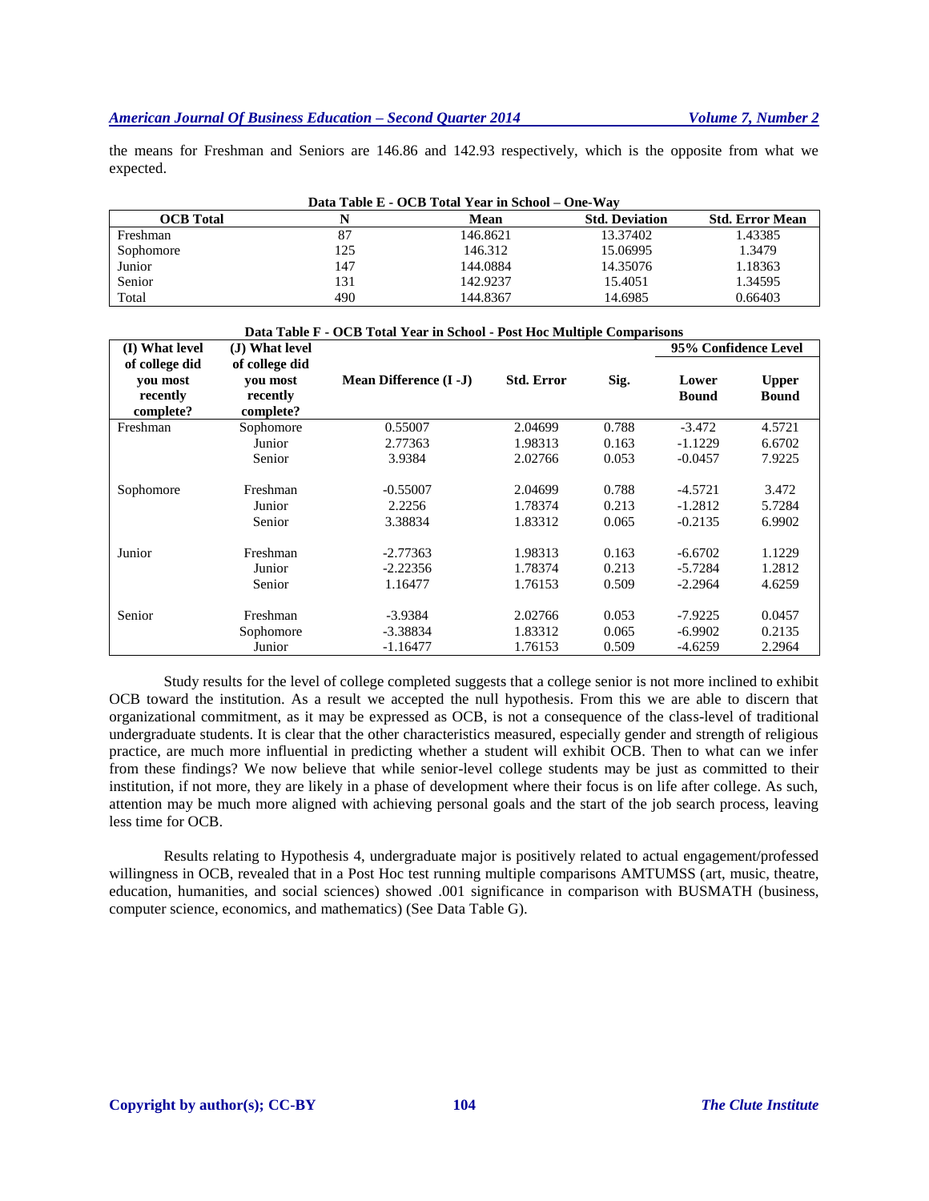the means for Freshman and Seniors are 146.86 and 142.93 respectively, which is the opposite from what we expected.

**Data Table E - OCB Total Year in School – One-Way**

| OCB Total | N | Mean | Std. Deviation | Std. Error Mean |
|---|---|---|---|---|
| Freshman | 87 | 146.8621 | 13.37402 | 1.43385 |
| Sophomore | 125 | 146.312 | 15.06995 | 1.3479 |
| Junior | 147 | 144.0884 | 14.35076 | 1.18363 |
| Senior | 131 | 142.9237 | 15.4051 | 1.34595 |
| Total | 490 | 144.8367 | 14.6985 | 0.66403 |

**Data Table F - OCB Total Year in School - Post Hoc Multiple Comparisons**

| (I) What level of college did you most recently complete? | (J) What level of college did you most recently complete? | Mean Difference (I -J) | Std. Error | Sig. | 95% Confidence Level | |
|---|---|---|---|---|---|---|
| | | | | | Lower Bound | Upper Bound |
| Freshman | Sophomore | 0.55007 | 2.04699 | 0.788 | -3.472 | 4.5721 |
| | Junior | 2.77363 | 1.98313 | 0.163 | -1.1229 | 6.6702 |
| | Senior | 3.9384 | 2.02766 | 0.053 | -0.0457 | 7.9225 |
| Sophomore | Freshman | -0.55007 | 2.04699 | 0.788 | -4.5721 | 3.472 |
| | Junior | 2.2256 | 1.78374 | 0.213 | -1.2812 | 5.7284 |
| | Senior | 3.38834 | 1.83312 | 0.065 | -0.2135 | 6.9902 |
| Junior | Freshman | -2.77363 | 1.98313 | 0.163 | -6.6702 | 1.1229 |
| | Junior | -2.22356 | 1.78374 | 0.213 | -5.7284 | 1.2812 |
| | Senior | 1.16477 | 1.76153 | 0.509 | -2.2964 | 4.6259 |
| Senior | Freshman | -3.9384 | 2.02766 | 0.053 | -7.9225 | 0.0457 |
| | Sophomore | -3.38834 | 1.83312 | 0.065 | -6.9902 | 0.2135 |
| | Junior | -1.16477 | 1.76153 | 0.509 | -4.6259 | 2.2964 |

Study results for the level of college completed suggests that a college senior is not more inclined to exhibit OCB toward the institution. As a result we accepted the null hypothesis. From this we are able to discern that organizational commitment, as it may be expressed as OCB, is not a consequence of the class-level of traditional undergraduate students. It is clear that the other characteristics measured, especially gender and strength of religious practice, are much more influential in predicting whether a student will exhibit OCB. Then to what can we infer from these findings? We now believe that while senior-level college students may be just as committed to their institution, if not more, they are likely in a phase of development where their focus is on life after college. As such, attention may be much more aligned with achieving personal goals and the start of the job search process, leaving less time for OCB.

Results relating to Hypothesis 4, undergraduate major is positively related to actual engagement/professed willingness in OCB, revealed that in a Post Hoc test running multiple comparisons AMTUMSS (art, music, theatre, education, humanities, and social sciences) showed .001 significance in comparison with BUSMATH (business, computer science, economics, and mathematics) (See Data Table G).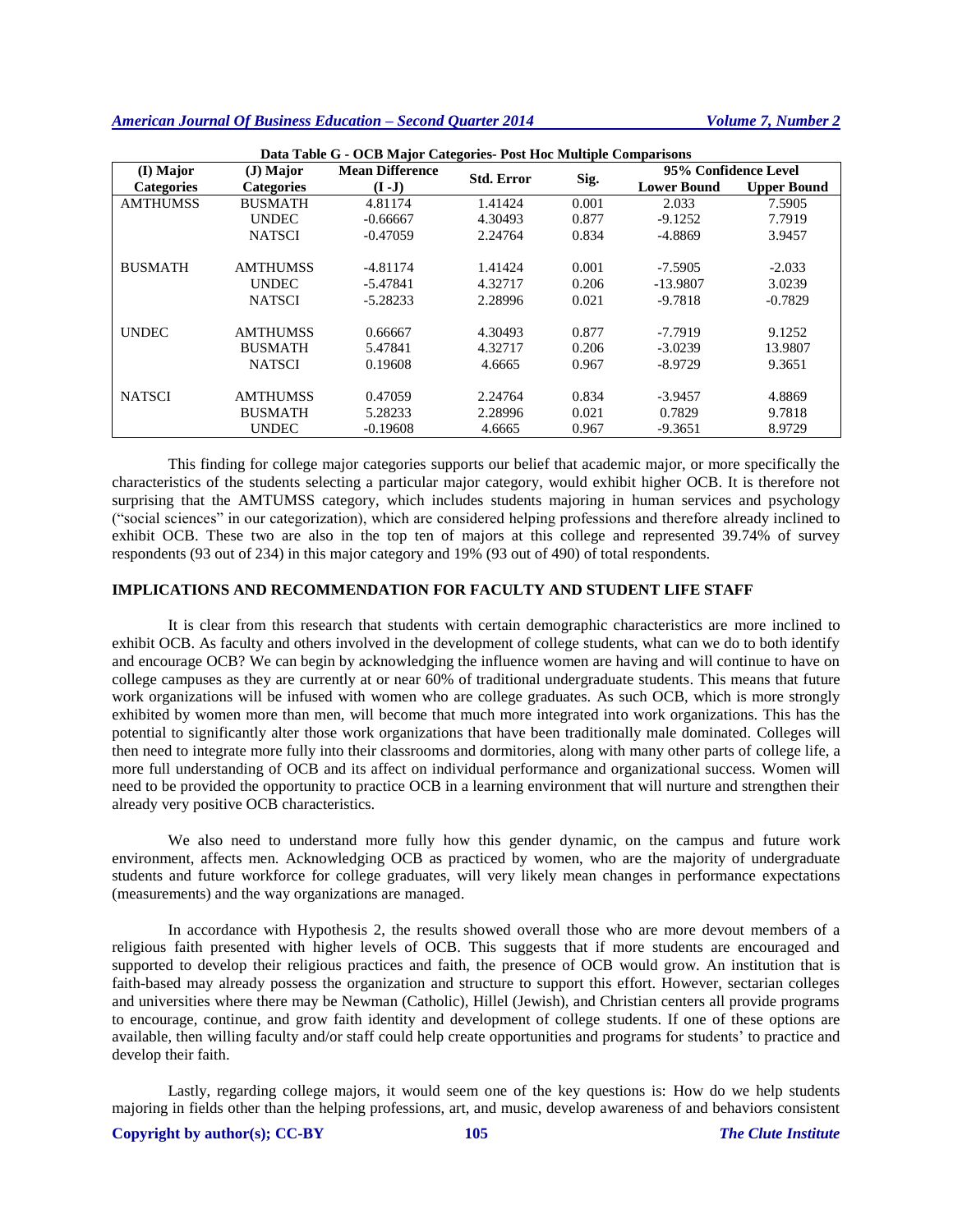**Data Table G - OCB Major Categories- Post Hoc Multiple Comparisons**

| (I) Major Categories | (J) Major Categories | Mean Difference (I -J) | Std. Error | Sig. | 95% Confidence Level | |
|---|---|---|---|---|---|---|
| | | | | | Lower Bound | Upper Bound |
| AMTHUMSS | BUSMATH | 4.81174 | 1.41424 | 0.001 | 2.033 | 7.5905 |
| | UNDEC | -0.66667 | 4.30493 | 0.877 | -9.1252 | 7.7919 |
| | NATSCI | -0.47059 | 2.24764 | 0.834 | -4.8869 | 3.9457 |
| BUSMATH | AMTHUMSS | -4.81174 | 1.41424 | 0.001 | -7.5905 | -2.033 |
| | UNDEC | -5.47841 | 4.32717 | 0.206 | -13.9807 | 3.0239 |
| | NATSCI | -5.28233 | 2.28996 | 0.021 | -9.7818 | -0.7829 |
| UNDEC | AMTHUMSS | 0.66667 | 4.30493 | 0.877 | -7.7919 | 9.1252 |
| | BUSMATH | 5.47841 | 4.32717 | 0.206 | -3.0239 | 13.9807 |
| | NATSCI | 0.19608 | 4.6665 | 0.967 | -8.9729 | 9.3651 |
| NATSCI | AMTHUMSS | 0.47059 | 2.24764 | 0.834 | -3.9457 | 4.8869 |
| | BUSMATH | 5.28233 | 2.28996 | 0.021 | 0.7829 | 9.7818 |
| | UNDEC | -0.19608 | 4.6665 | 0.967 | -9.3651 | 8.9729 |

This finding for college major categories supports our belief that academic major, or more specifically the characteristics of the students selecting a particular major category, would exhibit higher OCB. It is therefore not surprising that the AMTUMSS category, which includes students majoring in human services and psychology ("social sciences" in our categorization), which are considered helping professions and therefore already inclined to exhibit OCB. These two are also in the top ten of majors at this college and represented 39.74% of survey respondents (93 out of 234) in this major category and 19% (93 out of 490) of total respondents.

## IMPLICATIONS AND RECOMMENDATION FOR FACULTY AND STUDENT LIFE STAFF

It is clear from this research that students with certain demographic characteristics are more inclined to exhibit OCB. As faculty and others involved in the development of college students, what can we do to both identify and encourage OCB? We can begin by acknowledging the influence women are having and will continue to have on college campuses as they are currently at or near 60% of traditional undergraduate students. This means that future work organizations will be infused with women who are college graduates. As such OCB, which is more strongly exhibited by women more than men, will become that much more integrated into work organizations. This has the potential to significantly alter those work organizations that have been traditionally male dominated. Colleges will then need to integrate more fully into their classrooms and dormitories, along with many other parts of college life, a more full understanding of OCB and its affect on individual performance and organizational success. Women will need to be provided the opportunity to practice OCB in a learning environment that will nurture and strengthen their already very positive OCB characteristics.

We also need to understand more fully how this gender dynamic, on the campus and future work environment, affects men. Acknowledging OCB as practiced by women, who are the majority of undergraduate students and future workforce for college graduates, will very likely mean changes in performance expectations (measurements) and the way organizations are managed.

In accordance with Hypothesis 2, the results showed overall those who are more devout members of a religious faith presented with higher levels of OCB. This suggests that if more students are encouraged and supported to develop their religious practices and faith, the presence of OCB would grow. An institution that is faith-based may already possess the organization and structure to support this effort. However, sectarian colleges and universities where there may be Newman (Catholic), Hillel (Jewish), and Christian centers all provide programs to encourage, continue, and grow faith identity and development of college students. If one of these options are available, then willing faculty and/or staff could help create opportunities and programs for students' to practice and develop their faith.

Lastly, regarding college majors, it would seem one of the key questions is: How do we help students majoring in fields other than the helping professions, art, and music, develop awareness of and behaviors consistent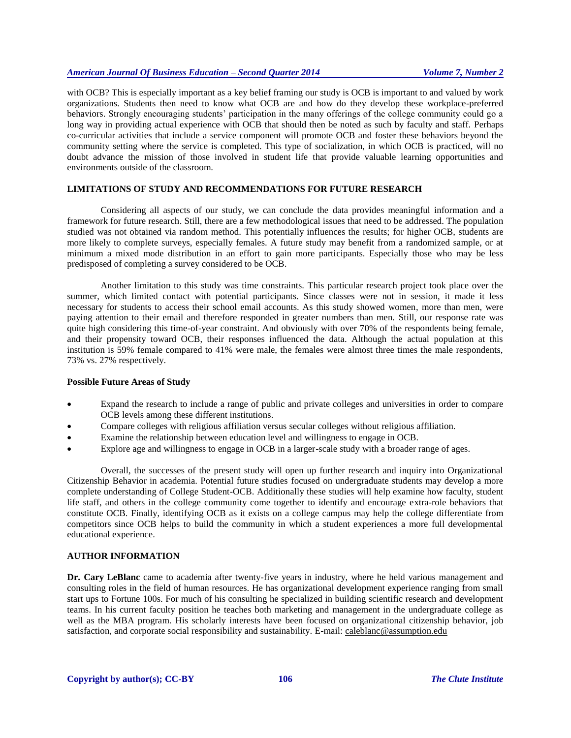with OCB? This is especially important as a key belief framing our study is OCB is important to and valued by work organizations. Students then need to know what OCB are and how do they develop these workplace-preferred behaviors. Strongly encouraging students' participation in the many offerings of the college community could go a long way in providing actual experience with OCB that should then be noted as such by faculty and staff. Perhaps co-curricular activities that include a service component will promote OCB and foster these behaviors beyond the community setting where the service is completed. This type of socialization, in which OCB is practiced, will no doubt advance the mission of those involved in student life that provide valuable learning opportunities and environments outside of the classroom.

## LIMITATIONS OF STUDY AND RECOMMENDATIONS FOR FUTURE RESEARCH

Considering all aspects of our study, we can conclude the data provides meaningful information and a framework for future research. Still, there are a few methodological issues that need to be addressed. The population studied was not obtained via random method. This potentially influences the results; for higher OCB, students are more likely to complete surveys, especially females. A future study may benefit from a randomized sample, or at minimum a mixed mode distribution in an effort to gain more participants. Especially those who may be less predisposed of completing a survey considered to be OCB.

Another limitation to this study was time constraints. This particular research project took place over the summer, which limited contact with potential participants. Since classes were not in session, it made it less necessary for students to access their school email accounts. As this study showed women, more than men, were paying attention to their email and therefore responded in greater numbers than men. Still, our response rate was quite high considering this time-of-year constraint. And obviously with over 70% of the respondents being female, and their propensity toward OCB, their responses influenced the data. Although the actual population at this institution is 59% female compared to 41% were male, the females were almost three times the male respondents, 73% vs. 27% respectively.

### Possible Future Areas of Study

- Expand the research to include a range of public and private colleges and universities in order to compare OCB levels among these different institutions.
- Compare colleges with religious affiliation versus secular colleges without religious affiliation.
- Examine the relationship between education level and willingness to engage in OCB.
- Explore age and willingness to engage in OCB in a larger-scale study with a broader range of ages.

Overall, the successes of the present study will open up further research and inquiry into Organizational Citizenship Behavior in academia. Potential future studies focused on undergraduate students may develop a more complete understanding of College Student-OCB. Additionally these studies will help examine how faculty, student life staff, and others in the college community come together to identify and encourage extra-role behaviors that constitute OCB. Finally, identifying OCB as it exists on a college campus may help the college differentiate from competitors since OCB helps to build the community in which a student experiences a more full developmental educational experience.

## AUTHOR INFORMATION

**Dr. Cary LeBlanc** came to academia after twenty-five years in industry, where he held various management and consulting roles in the field of human resources. He has organizational development experience ranging from small start ups to Fortune 100s. For much of his consulting he specialized in building scientific research and development teams. In his current faculty position he teaches both marketing and management in the undergraduate college as well as the MBA program. His scholarly interests have been focused on organizational citizenship behavior, job satisfaction, and corporate social responsibility and sustainability. E-mail: caleblanc@assumption.edu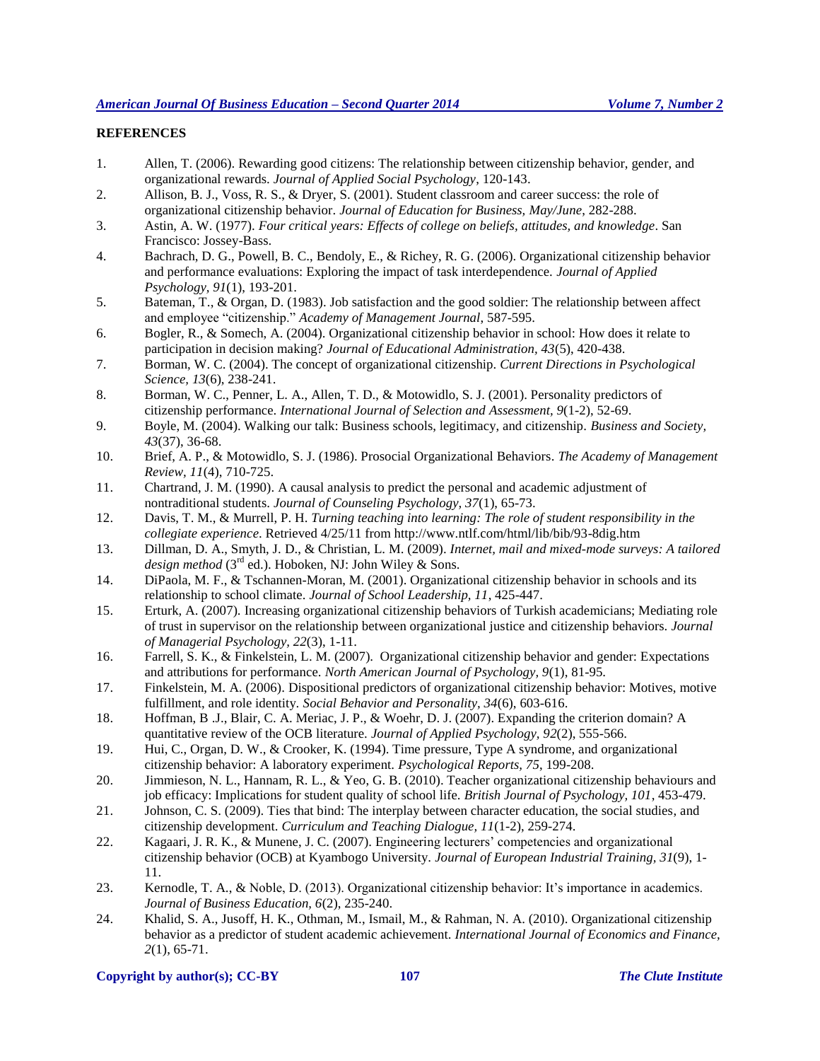**REFERENCES**

1. Allen, T. (2006). Rewarding good citizens: The relationship between citizenship behavior, gender, and organizational rewards. *Journal of Applied Social Psychology*, 120-143.
2. Allison, B. J., Voss, R. S., & Dryer, S. (2001). Student classroom and career success: the role of organizational citizenship behavior. *Journal of Education for Business, May/June*, 282-288.
3. Astin, A. W. (1977). *Four critical years: Effects of college on beliefs, attitudes, and knowledge*. San Francisco: Jossey-Bass.
4. Bachrach, D. G., Powell, B. C., Bendoly, E., & Richey, R. G. (2006). Organizational citizenship behavior and performance evaluations: Exploring the impact of task interdependence. *Journal of Applied Psychology, 91*(1), 193-201.
5. Bateman, T., & Organ, D. (1983). Job satisfaction and the good soldier: The relationship between affect and employee "citizenship." *Academy of Management Journal*, 587-595.
6. Bogler, R., & Somech, A. (2004). Organizational citizenship behavior in school: How does it relate to participation in decision making? *Journal of Educational Administration, 43*(5), 420-438.
7. Borman, W. C. (2004). The concept of organizational citizenship. *Current Directions in Psychological Science, 13*(6), 238-241.
8. Borman, W. C., Penner, L. A., Allen, T. D., & Motowidlo, S. J. (2001). Personality predictors of citizenship performance. *International Journal of Selection and Assessment, 9*(1-2), 52-69.
9. Boyle, M. (2004). Walking our talk: Business schools, legitimacy, and citizenship. *Business and Society, 43*(37), 36-68.
10. Brief, A. P., & Motowidlo, S. J. (1986). Prosocial Organizational Behaviors. *The Academy of Management Review, 11*(4), 710-725.
11. Chartrand, J. M. (1990). A causal analysis to predict the personal and academic adjustment of nontraditional students. *Journal of Counseling Psychology, 37*(1), 65-73.
12. Davis, T. M., & Murrell, P. H. *Turning teaching into learning: The role of student responsibility in the collegiate experience*. Retrieved 4/25/11 from http://www.ntlf.com/html/lib/bib/93-8dig.htm
13. Dillman, D. A., Smyth, J. D., & Christian, L. M. (2009). *Internet, mail and mixed-mode surveys: A tailored design method* (3rd ed.). Hoboken, NJ: John Wiley & Sons.
14. DiPaola, M. F., & Tschannen-Moran, M. (2001). Organizational citizenship behavior in schools and its relationship to school climate. *Journal of School Leadership, 11*, 425-447.
15. Erturk, A. (2007). Increasing organizational citizenship behaviors of Turkish academicians; Mediating role of trust in supervisor on the relationship between organizational justice and citizenship behaviors. *Journal of Managerial Psychology, 22*(3), 1-11.
16. Farrell, S. K., & Finkelstein, L. M. (2007). Organizational citizenship behavior and gender: Expectations and attributions for performance. *North American Journal of Psychology, 9*(1), 81-95.
17. Finkelstein, M. A. (2006). Dispositional predictors of organizational citizenship behavior: Motives, motive fulfillment, and role identity. *Social Behavior and Personality, 34*(6), 603-616.
18. Hoffman, B .J., Blair, C. A. Meriac, J. P., & Woehr, D. J. (2007). Expanding the criterion domain? A quantitative review of the OCB literature. *Journal of Applied Psychology, 92*(2), 555-566.
19. Hui, C., Organ, D. W., & Crooker, K. (1994). Time pressure, Type A syndrome, and organizational citizenship behavior: A laboratory experiment. *Psychological Reports, 75*, 199-208.
20. Jimmieson, N. L., Hannam, R. L., & Yeo, G. B. (2010). Teacher organizational citizenship behaviours and job efficacy: Implications for student quality of school life. *British Journal of Psychology, 101*, 453-479.
21. Johnson, C. S. (2009). Ties that bind: The interplay between character education, the social studies, and citizenship development. *Curriculum and Teaching Dialogue, 11*(1-2), 259-274.
22. Kagaari, J. R. K., & Munene, J. C. (2007). Engineering lecturers' competencies and organizational citizenship behavior (OCB) at Kyambogo University. *Journal of European Industrial Training, 31*(9), 1-11.
23. Kernodle, T. A., & Noble, D. (2013). Organizational citizenship behavior: It's importance in academics. *Journal of Business Education, 6*(2), 235-240.
24. Khalid, S. A., Jusoff, H. K., Othman, M., Ismail, M., & Rahman, N. A. (2010). Organizational citizenship behavior as a predictor of student academic achievement. *International Journal of Economics and Finance, 2*(1), 65-71.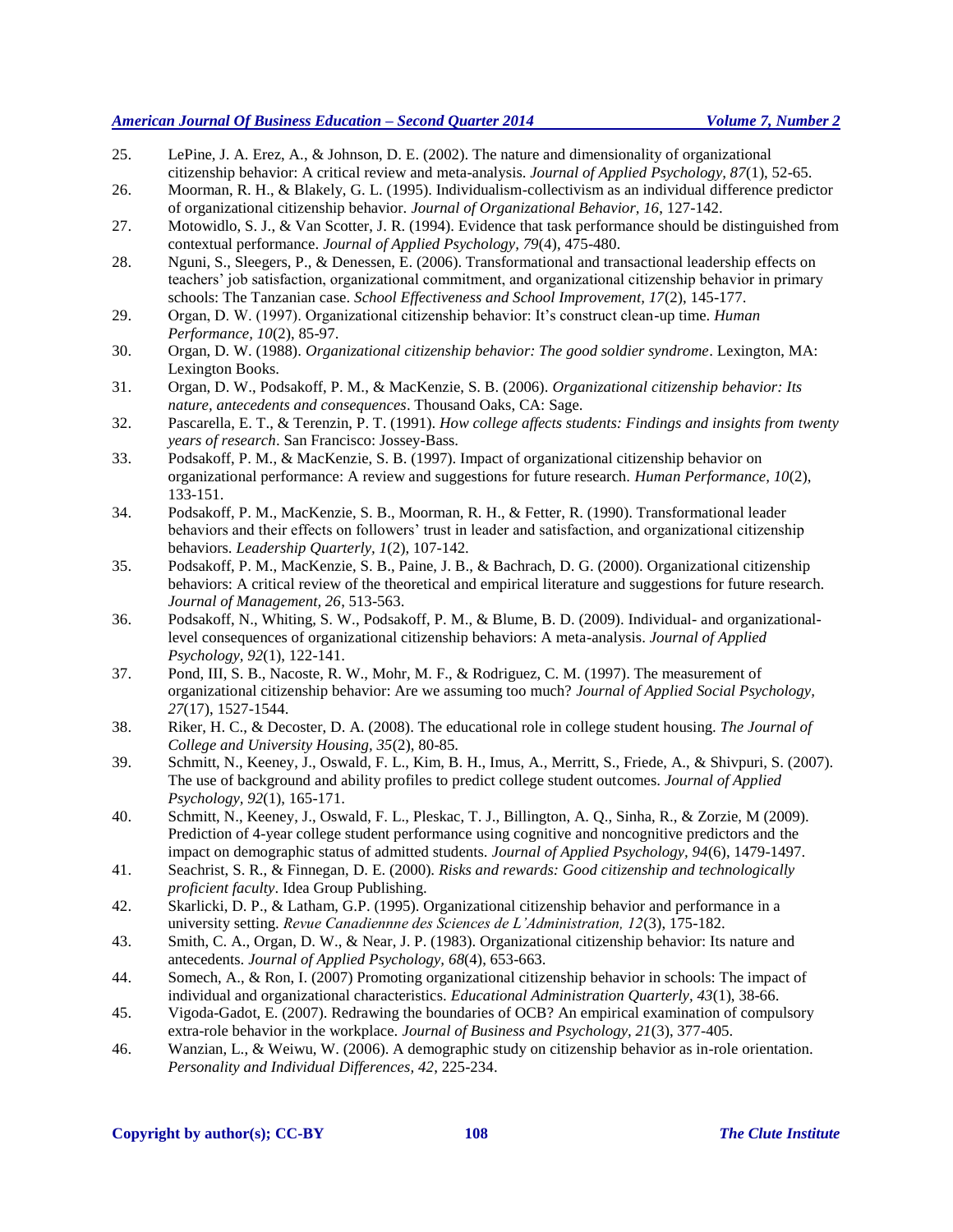25. LePine, J. A. Erez, A., & Johnson, D. E. (2002). The nature and dimensionality of organizational citizenship behavior: A critical review and meta-analysis. *Journal of Applied Psychology, 87*(1), 52-65.
26. Moorman, R. H., & Blakely, G. L. (1995). Individualism-collectivism as an individual difference predictor of organizational citizenship behavior. *Journal of Organizational Behavior, 16*, 127-142.
27. Motowidlo, S. J., & Van Scotter, J. R. (1994). Evidence that task performance should be distinguished from contextual performance. *Journal of Applied Psychology, 79*(4), 475-480.
28. Nguni, S., Sleegers, P., & Denessen, E. (2006). Transformational and transactional leadership effects on teachers' job satisfaction, organizational commitment, and organizational citizenship behavior in primary schools: The Tanzanian case. *School Effectiveness and School Improvement, 17*(2), 145-177.
29. Organ, D. W. (1997). Organizational citizenship behavior: It's construct clean-up time. *Human Performance, 10*(2), 85-97.
30. Organ, D. W. (1988). *Organizational citizenship behavior: The good soldier syndrome*. Lexington, MA: Lexington Books.
31. Organ, D. W., Podsakoff, P. M., & MacKenzie, S. B. (2006). *Organizational citizenship behavior: Its nature, antecedents and consequences*. Thousand Oaks, CA: Sage.
32. Pascarella, E. T., & Terenzin, P. T. (1991). *How college affects students: Findings and insights from twenty years of research*. San Francisco: Jossey-Bass.
33. Podsakoff, P. M., & MacKenzie, S. B. (1997). Impact of organizational citizenship behavior on organizational performance: A review and suggestions for future research. *Human Performance, 10*(2), 133-151.
34. Podsakoff, P. M., MacKenzie, S. B., Moorman, R. H., & Fetter, R. (1990). Transformational leader behaviors and their effects on followers' trust in leader and satisfaction, and organizational citizenship behaviors. *Leadership Quarterly, 1*(2), 107-142.
35. Podsakoff, P. M., MacKenzie, S. B., Paine, J. B., & Bachrach, D. G. (2000). Organizational citizenship behaviors: A critical review of the theoretical and empirical literature and suggestions for future research. *Journal of Management, 26*, 513-563.
36. Podsakoff, N., Whiting, S. W., Podsakoff, P. M., & Blume, B. D. (2009). Individual- and organizational-level consequences of organizational citizenship behaviors: A meta-analysis. *Journal of Applied Psychology, 92*(1), 122-141.
37. Pond, III, S. B., Nacoste, R. W., Mohr, M. F., & Rodriguez, C. M. (1997). The measurement of organizational citizenship behavior: Are we assuming too much? *Journal of Applied Social Psychology, 27*(17), 1527-1544.
38. Riker, H. C., & Decoster, D. A. (2008). The educational role in college student housing. *The Journal of College and University Housing, 35*(2), 80-85.
39. Schmitt, N., Keeney, J., Oswald, F. L., Kim, B. H., Imus, A., Merritt, S., Friede, A., & Shivpuri, S. (2007). The use of background and ability profiles to predict college student outcomes. *Journal of Applied Psychology, 92*(1), 165-171.
40. Schmitt, N., Keeney, J., Oswald, F. L., Pleskac, T. J., Billington, A. Q., Sinha, R., & Zorzie, M (2009). Prediction of 4-year college student performance using cognitive and noncognitive predictors and the impact on demographic status of admitted students. *Journal of Applied Psychology, 94*(6), 1479-1497.
41. Seachrist, S. R., & Finnegan, D. E. (2000). *Risks and rewards: Good citizenship and technologically proficient faculty*. Idea Group Publishing.
42. Skarlicki, D. P., & Latham, G.P. (1995). Organizational citizenship behavior and performance in a university setting. *Revue Canadienne des Sciences de L'Administration, 12*(3), 175-182.
43. Smith, C. A., Organ, D. W., & Near, J. P. (1983). Organizational citizenship behavior: Its nature and antecedents. *Journal of Applied Psychology, 68*(4), 653-663.
44. Somech, A., & Ron, I. (2007) Promoting organizational citizenship behavior in schools: The impact of individual and organizational characteristics. *Educational Administration Quarterly, 43*(1), 38-66.
45. Vigoda-Gadot, E. (2007). Redrawing the boundaries of OCB? An empirical examination of compulsory extra-role behavior in the workplace. *Journal of Business and Psychology, 21*(3), 377-405.
46. Wanzian, L., & Weiwu, W. (2006). A demographic study on citizenship behavior as in-role orientation. *Personality and Individual Differences, 42*, 225-234.